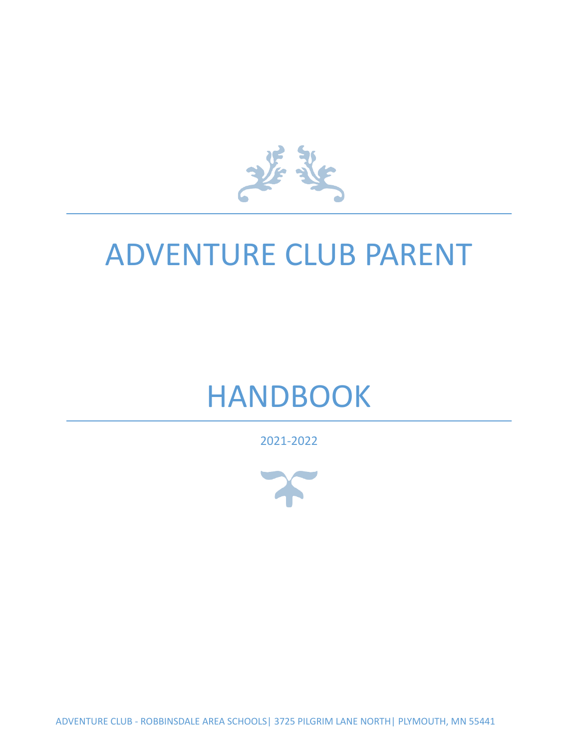# ADVENTURE CLUB PARENT

# HANDBOOK

2021-2022

ADVENTURE CLUB - ROBBINSDALE AREA SCHOOLS| 3725 PILGRIM LANE NORTH| PLYMOUTH, MN 55441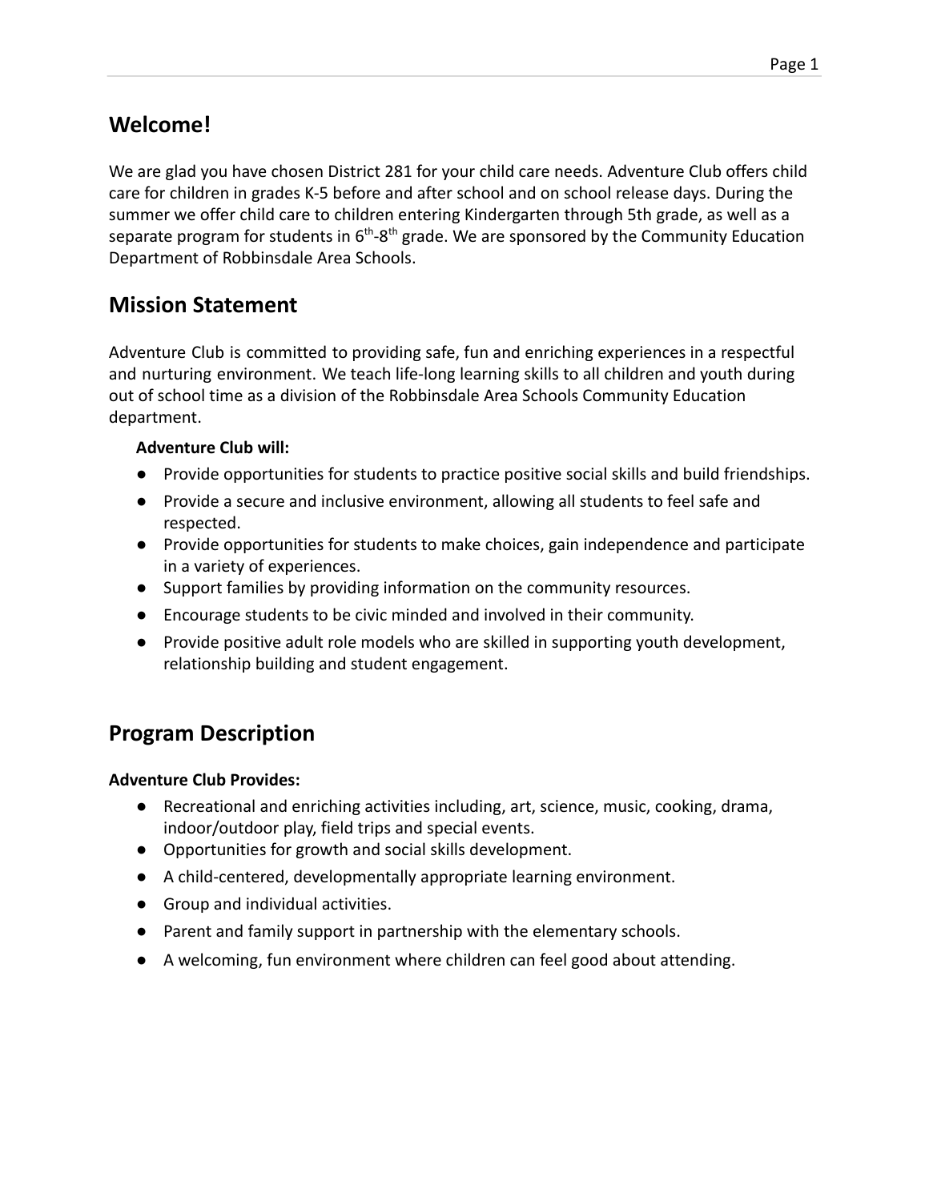## Welcome!

We are glad you have chosen District 281 for your child care needs. Adventure Club offers child care for children in grades K-5 before and after school and on school release days. During the summer we offer child care to children entering Kindergarten through 5th grade, as well as a separate program for students in $6^{th}$-$8^{th}$ grade. We are sponsored by the Community Education Department of Robbinsdale Area Schools.

## Mission Statement

Adventure Club is committed to providing safe, fun and enriching experiences in a respectful and nurturing environment. We teach life-long learning skills to all children and youth during out of school time as a division of the Robbinsdale Area Schools Community Education department.

**Adventure Club will:**

- Provide opportunities for students to practice positive social skills and build friendships.
- Provide a secure and inclusive environment, allowing all students to feel safe and respected.
- Provide opportunities for students to make choices, gain independence and participate in a variety of experiences.
- Support families by providing information on the community resources.
- Encourage students to be civic minded and involved in their community.
- Provide positive adult role models who are skilled in supporting youth development, relationship building and student engagement.

## Program Description

**Adventure Club Provides:**

- Recreational and enriching activities including, art, science, music, cooking, drama, indoor/outdoor play, field trips and special events.
- Opportunities for growth and social skills development.
- A child-centered, developmentally appropriate learning environment.
- Group and individual activities.
- Parent and family support in partnership with the elementary schools.
- A welcoming, fun environment where children can feel good about attending.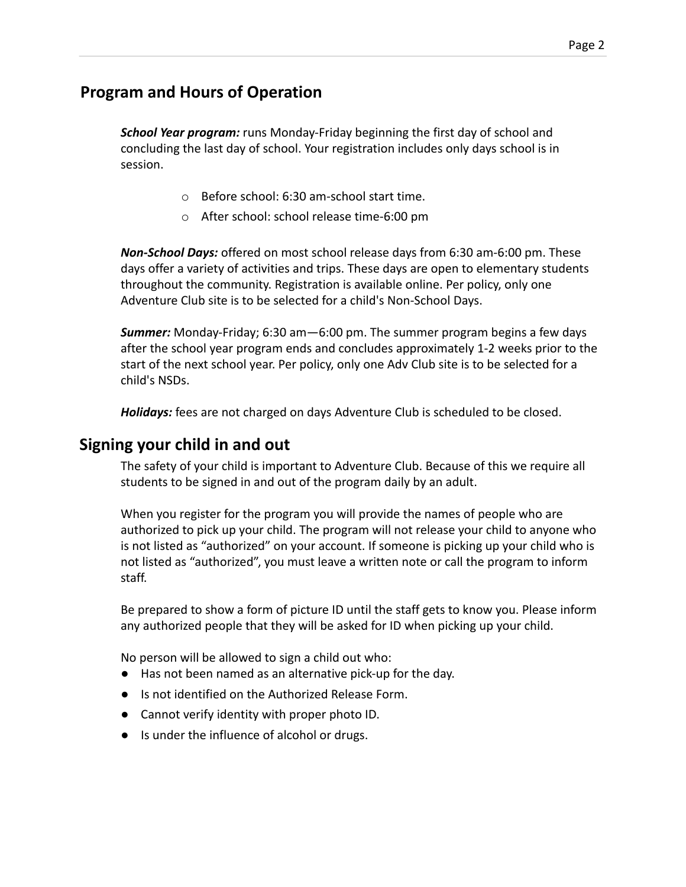## Program and Hours of Operation

***School Year program:*** runs Monday-Friday beginning the first day of school and concluding the last day of school. Your registration includes only days school is in session.

- Before school: 6:30 am-school start time.
- After school: school release time-6:00 pm

***Non-School Days:*** offered on most school release days from 6:30 am-6:00 pm. These days offer a variety of activities and trips. These days are open to elementary students throughout the community. Registration is available online. Per policy, only one Adventure Club site is to be selected for a child's Non-School Days.

***Summer:*** Monday-Friday; 6:30 am—6:00 pm. The summer program begins a few days after the school year program ends and concludes approximately 1-2 weeks prior to the start of the next school year. Per policy, only one Adv Club site is to be selected for a child's NSDs.

***Holidays:*** fees are not charged on days Adventure Club is scheduled to be closed.

## Signing your child in and out

The safety of your child is important to Adventure Club. Because of this we require all students to be signed in and out of the program daily by an adult.

When you register for the program you will provide the names of people who are authorized to pick up your child. The program will not release your child to anyone who is not listed as "authorized" on your account. If someone is picking up your child who is not listed as "authorized", you must leave a written note or call the program to inform staff.

Be prepared to show a form of picture ID until the staff gets to know you. Please inform any authorized people that they will be asked for ID when picking up your child.

No person will be allowed to sign a child out who:

- Has not been named as an alternative pick-up for the day.
- Is not identified on the Authorized Release Form.
- Cannot verify identity with proper photo ID.
- Is under the influence of alcohol or drugs.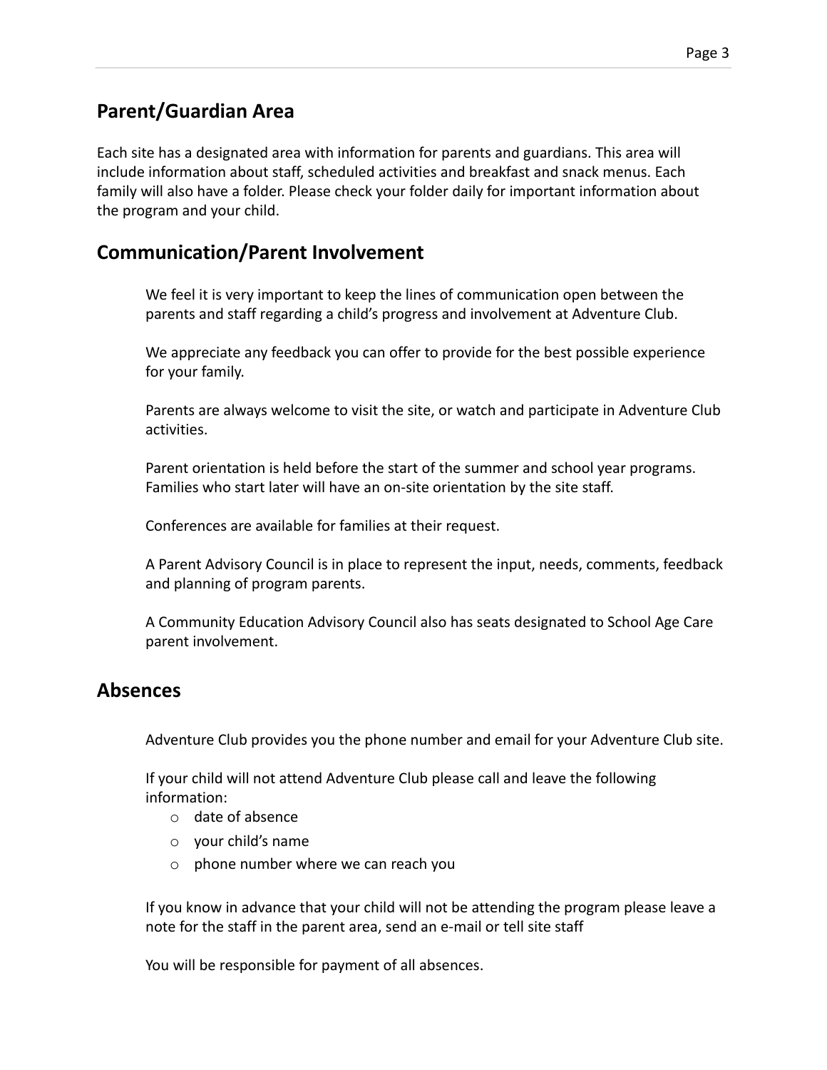## Parent/Guardian Area

Each site has a designated area with information for parents and guardians. This area will include information about staff, scheduled activities and breakfast and snack menus. Each family will also have a folder. Please check your folder daily for important information about the program and your child.

## Communication/Parent Involvement

We feel it is very important to keep the lines of communication open between the parents and staff regarding a child's progress and involvement at Adventure Club.

We appreciate any feedback you can offer to provide for the best possible experience for your family.

Parents are always welcome to visit the site, or watch and participate in Adventure Club activities.

Parent orientation is held before the start of the summer and school year programs. Families who start later will have an on-site orientation by the site staff.

Conferences are available for families at their request.

A Parent Advisory Council is in place to represent the input, needs, comments, feedback and planning of program parents.

A Community Education Advisory Council also has seats designated to School Age Care parent involvement.

## Absences

Adventure Club provides you the phone number and email for your Adventure Club site.

If your child will not attend Adventure Club please call and leave the following information:

- date of absence
- your child's name
- phone number where we can reach you

If you know in advance that your child will not be attending the program please leave a note for the staff in the parent area, send an e-mail or tell site staff

You will be responsible for payment of all absences.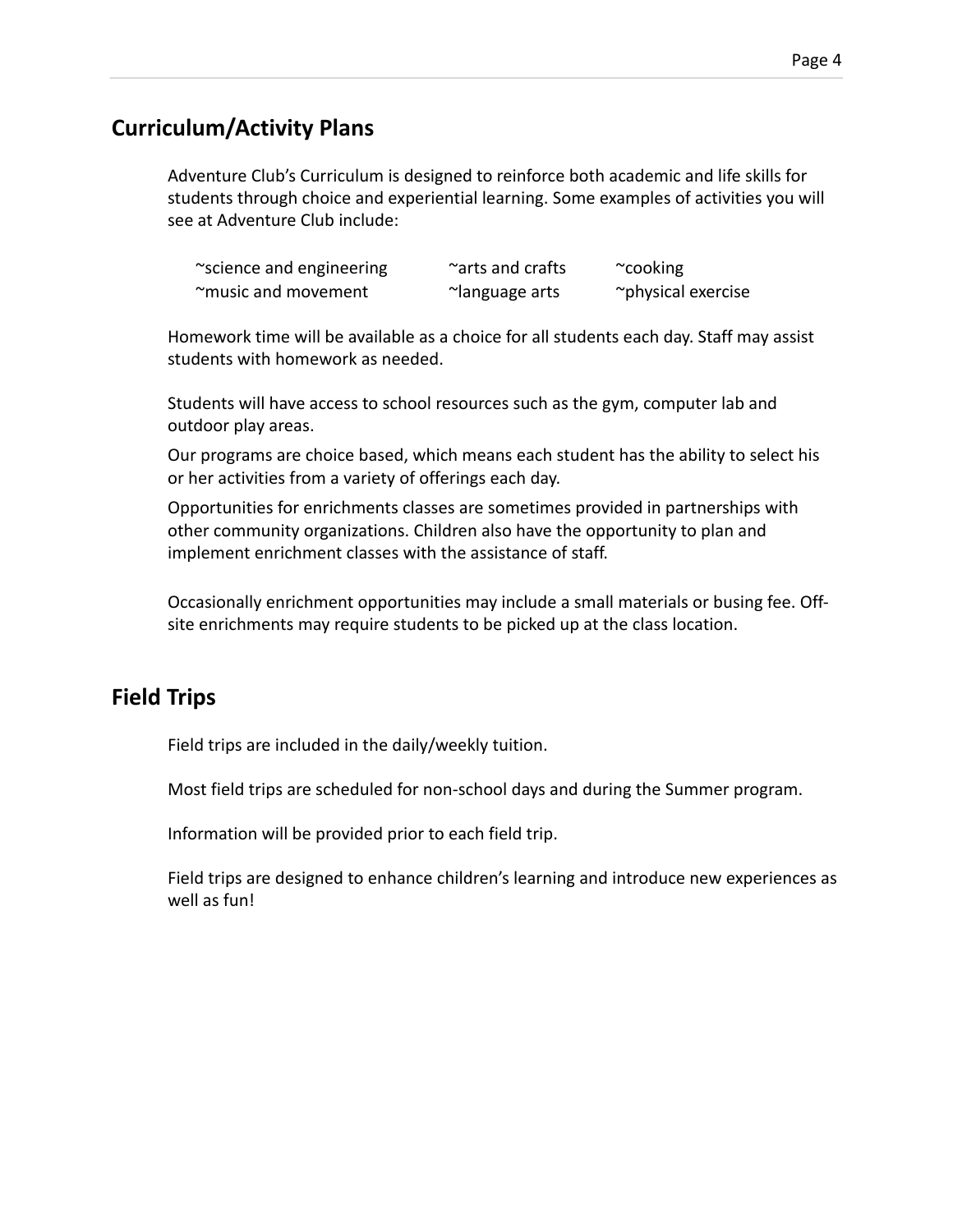## Curriculum/Activity Plans

Adventure Club's Curriculum is designed to reinforce both academic and life skills for students through choice and experiential learning. Some examples of activities you will see at Adventure Club include:

~science and engineering  
~arts and crafts  
~cooking  
~music and movement  
~language arts  
~physical exercise

Homework time will be available as a choice for all students each day. Staff may assist students with homework as needed.

Students will have access to school resources such as the gym, computer lab and outdoor play areas.

Our programs are choice based, which means each student has the ability to select his or her activities from a variety of offerings each day.

Opportunities for enrichments classes are sometimes provided in partnerships with other community organizations. Children also have the opportunity to plan and implement enrichment classes with the assistance of staff.

Occasionally enrichment opportunities may include a small materials or busing fee. Off-site enrichments may require students to be picked up at the class location.

## Field Trips

Field trips are included in the daily/weekly tuition.

Most field trips are scheduled for non-school days and during the Summer program.

Information will be provided prior to each field trip.

Field trips are designed to enhance children's learning and introduce new experiences as well as fun!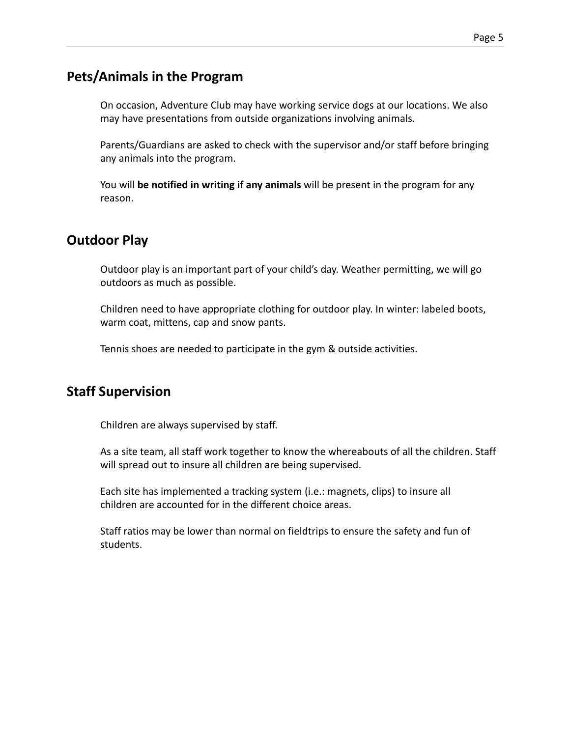## Pets/Animals in the Program

On occasion, Adventure Club may have working service dogs at our locations. We also may have presentations from outside organizations involving animals.

Parents/Guardians are asked to check with the supervisor and/or staff before bringing any animals into the program.

You will **be notified in writing if any animals** will be present in the program for any reason.

## Outdoor Play

Outdoor play is an important part of your child's day. Weather permitting, we will go outdoors as much as possible.

Children need to have appropriate clothing for outdoor play. In winter: labeled boots, warm coat, mittens, cap and snow pants.

Tennis shoes are needed to participate in the gym & outside activities.

## Staff Supervision

Children are always supervised by staff.

As a site team, all staff work together to know the whereabouts of all the children. Staff will spread out to insure all children are being supervised.

Each site has implemented a tracking system (i.e.: magnets, clips) to insure all children are accounted for in the different choice areas.

Staff ratios may be lower than normal on fieldtrips to ensure the safety and fun of students.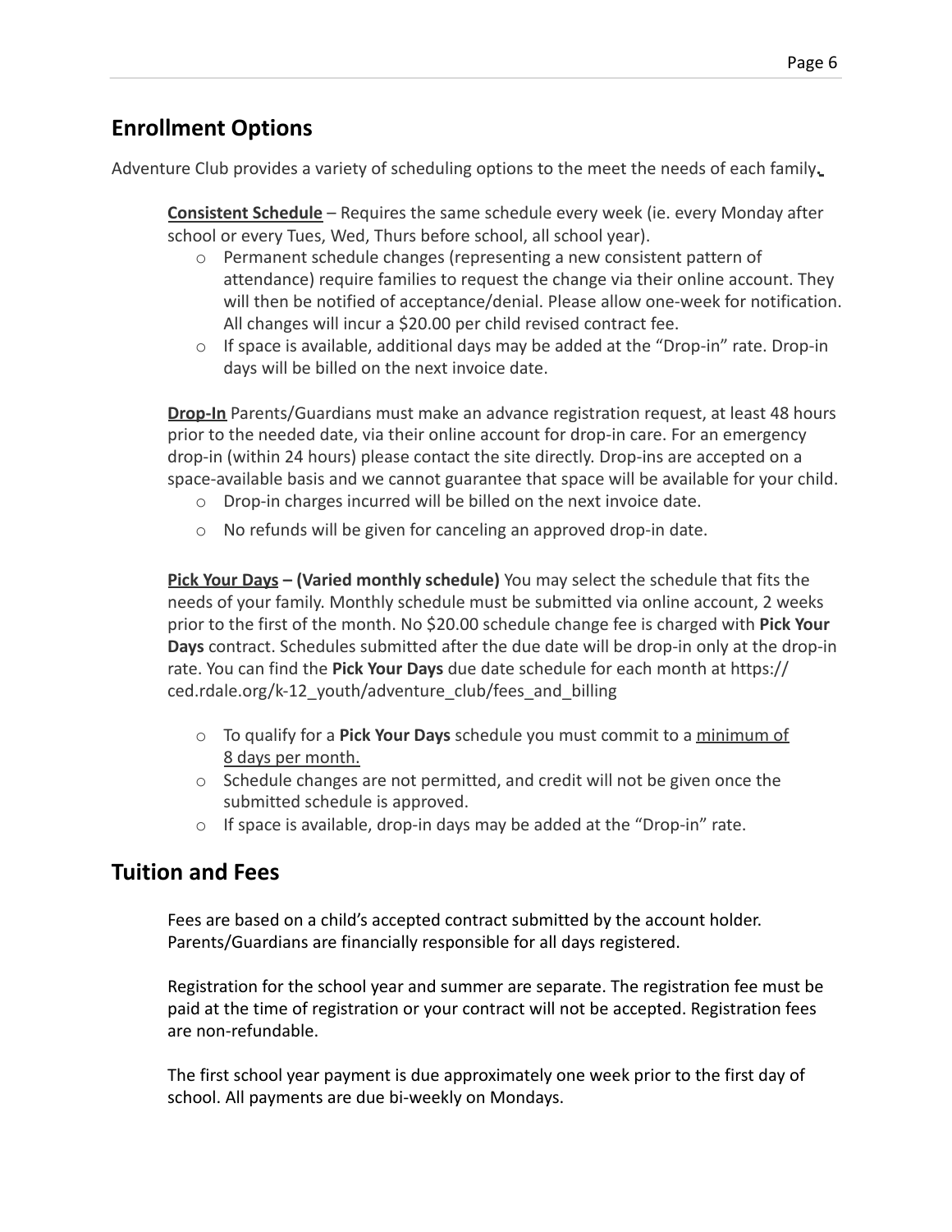## Enrollment Options

Adventure Club provides a variety of scheduling options to the meet the needs of each family.

**Consistent Schedule** – Requires the same schedule every week (ie. every Monday after school or every Tues, Wed, Thurs before school, all school year).

- Permanent schedule changes (representing a new consistent pattern of attendance) require families to request the change via their online account. They will then be notified of acceptance/denial. Please allow one-week for notification. All changes will incur a $20.00 per child revised contract fee.
- If space is available, additional days may be added at the "Drop-in" rate. Drop-in days will be billed on the next invoice date.

**Drop-In** Parents/Guardians must make an advance registration request, at least 48 hours prior to the needed date, via their online account for drop-in care. For an emergency drop-in (within 24 hours) please contact the site directly. Drop-ins are accepted on a space-available basis and we cannot guarantee that space will be available for your child.

- Drop-in charges incurred will be billed on the next invoice date.
- No refunds will be given for canceling an approved drop-in date.

**Pick Your Days – (Varied monthly schedule)** You may select the schedule that fits the needs of your family. Monthly schedule must be submitted via online account, 2 weeks prior to the first of the month. No $20.00 schedule change fee is charged with **Pick Your Days** contract. Schedules submitted after the due date will be drop-in only at the drop-in rate. You can find the **Pick Your Days** due date schedule for each month at https://ced.rdale.org/k-12_youth/adventure_club/fees_and_billing

- To qualify for a **Pick Your Days** schedule you must commit to a minimum of 8 days per month.
- Schedule changes are not permitted, and credit will not be given once the submitted schedule is approved.
- If space is available, drop-in days may be added at the "Drop-in" rate.

## Tuition and Fees

Fees are based on a child's accepted contract submitted by the account holder. Parents/Guardians are financially responsible for all days registered.

Registration for the school year and summer are separate. The registration fee must be paid at the time of registration or your contract will not be accepted. Registration fees are non-refundable.

The first school year payment is due approximately one week prior to the first day of school. All payments are due bi-weekly on Mondays.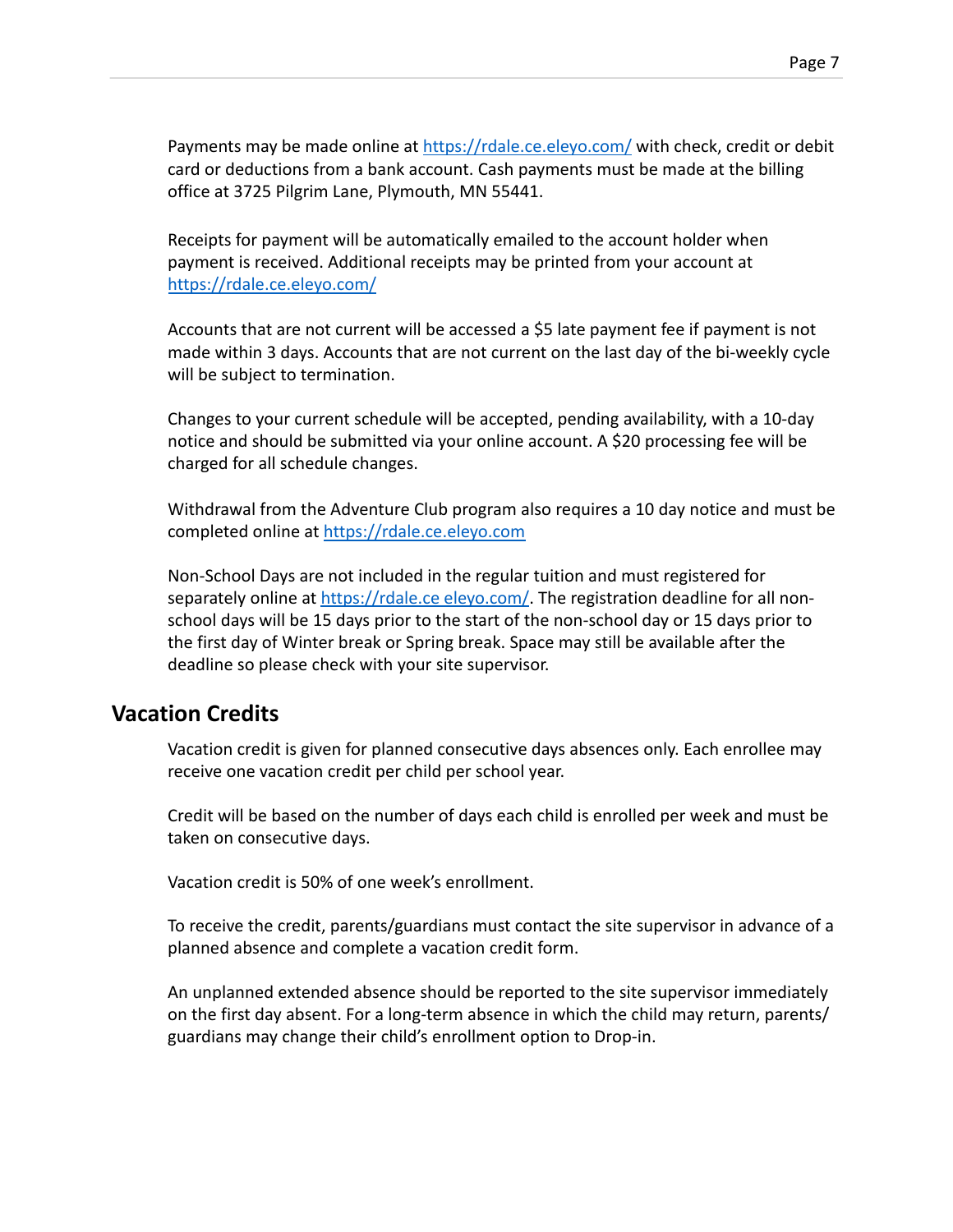Payments may be made online at https://rdale.ce.eleyo.com/ with check, credit or debit card or deductions from a bank account. Cash payments must be made at the billing office at 3725 Pilgrim Lane, Plymouth, MN 55441.

Receipts for payment will be automatically emailed to the account holder when payment is received. Additional receipts may be printed from your account at https://rdale.ce.eleyo.com/

Accounts that are not current will be accessed a $5 late payment fee if payment is not made within 3 days. Accounts that are not current on the last day of the bi-weekly cycle will be subject to termination.

Changes to your current schedule will be accepted, pending availability, with a 10-day notice and should be submitted via your online account. A $20 processing fee will be charged for all schedule changes.

Withdrawal from the Adventure Club program also requires a 10 day notice and must be completed online at https://rdale.ce.eleyo.com

Non-School Days are not included in the regular tuition and must registered for separately online at https://rdale.ce eleyo.com/. The registration deadline for all non-school days will be 15 days prior to the start of the non-school day or 15 days prior to the first day of Winter break or Spring break. Space may still be available after the deadline so please check with your site supervisor.

## Vacation Credits

Vacation credit is given for planned consecutive days absences only. Each enrollee may receive one vacation credit per child per school year.

Credit will be based on the number of days each child is enrolled per week and must be taken on consecutive days.

Vacation credit is 50% of one week's enrollment.

To receive the credit, parents/guardians must contact the site supervisor in advance of a planned absence and complete a vacation credit form.

An unplanned extended absence should be reported to the site supervisor immediately on the first day absent. For a long-term absence in which the child may return, parents/ guardians may change their child's enrollment option to Drop-in.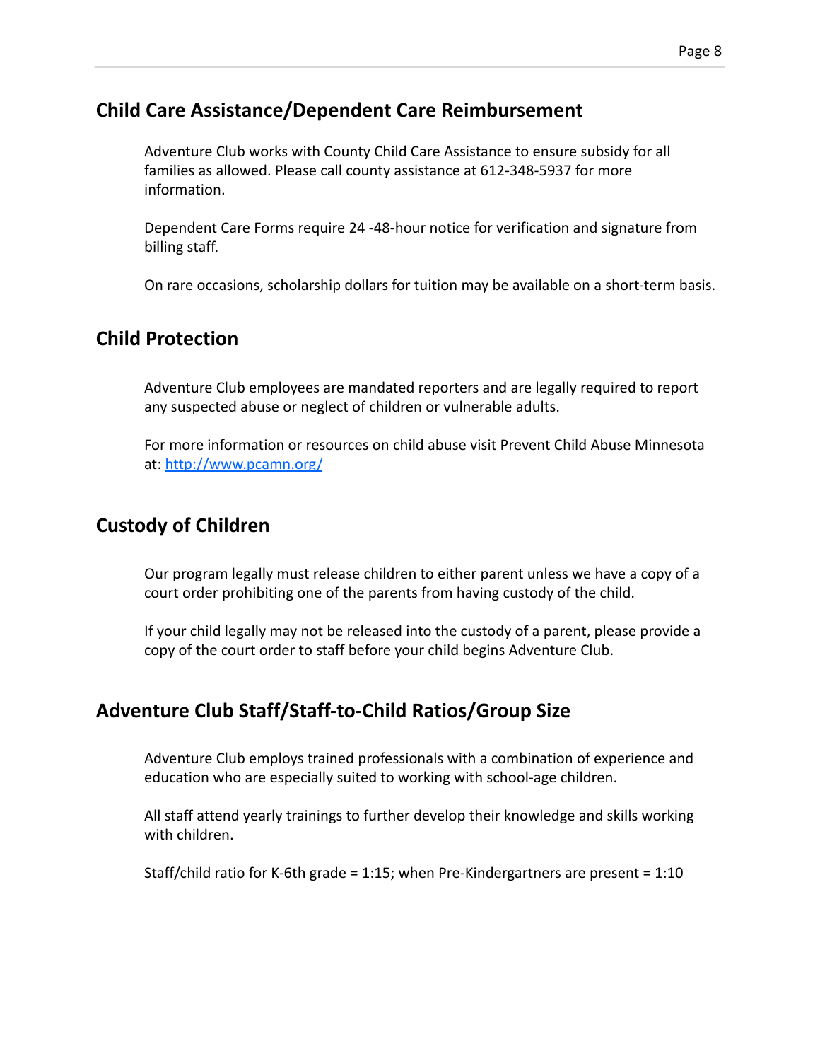## Child Care Assistance/Dependent Care Reimbursement

Adventure Club works with County Child Care Assistance to ensure subsidy for all families as allowed. Please call county assistance at 612-348-5937 for more information.

Dependent Care Forms require 24 -48-hour notice for verification and signature from billing staff.

On rare occasions, scholarship dollars for tuition may be available on a short-term basis.

## Child Protection

Adventure Club employees are mandated reporters and are legally required to report any suspected abuse or neglect of children or vulnerable adults.

For more information or resources on child abuse visit Prevent Child Abuse Minnesota at: [http://www.pcamn.org/](http://www.pcamn.org/)

## Custody of Children

Our program legally must release children to either parent unless we have a copy of a court order prohibiting one of the parents from having custody of the child.

If your child legally may not be released into the custody of a parent, please provide a copy of the court order to staff before your child begins Adventure Club.

## Adventure Club Staff/Staff-to-Child Ratios/Group Size

Adventure Club employs trained professionals with a combination of experience and education who are especially suited to working with school-age children.

All staff attend yearly trainings to further develop their knowledge and skills working with children.

Staff/child ratio for K-6th grade = 1:15; when Pre-Kindergartners are present = 1:10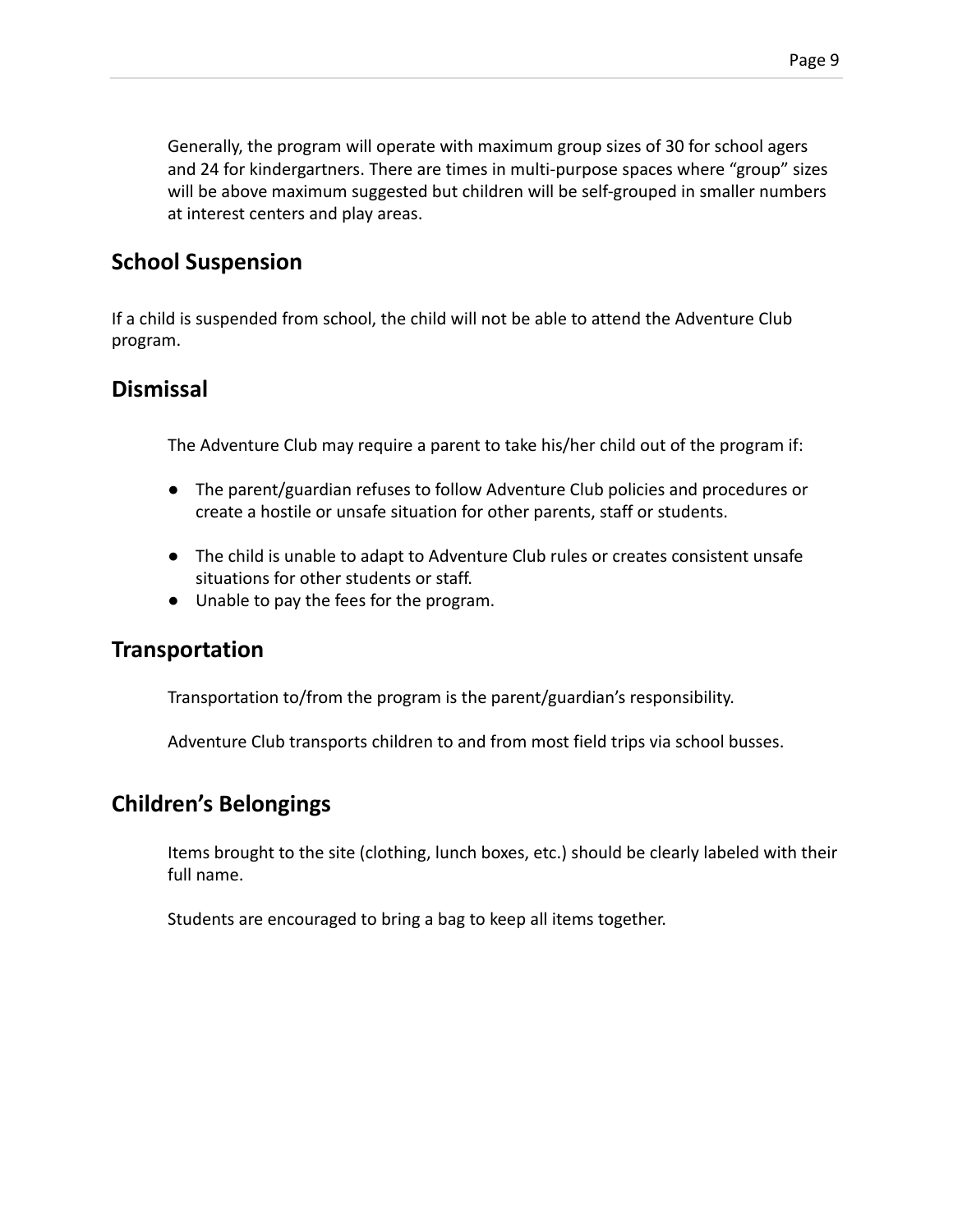Generally, the program will operate with maximum group sizes of 30 for school agers and 24 for kindergartners. There are times in multi-purpose spaces where “group” sizes will be above maximum suggested but children will be self-grouped in smaller numbers at interest centers and play areas.

## School Suspension

If a child is suspended from school, the child will not be able to attend the Adventure Club program.

## Dismissal

The Adventure Club may require a parent to take his/her child out of the program if:

- The parent/guardian refuses to follow Adventure Club policies and procedures or create a hostile or unsafe situation for other parents, staff or students.
- The child is unable to adapt to Adventure Club rules or creates consistent unsafe situations for other students or staff.
- Unable to pay the fees for the program.

## Transportation

Transportation to/from the program is the parent/guardian’s responsibility.

Adventure Club transports children to and from most field trips via school busses.

## Children’s Belongings

Items brought to the site (clothing, lunch boxes, etc.) should be clearly labeled with their full name.

Students are encouraged to bring a bag to keep all items together.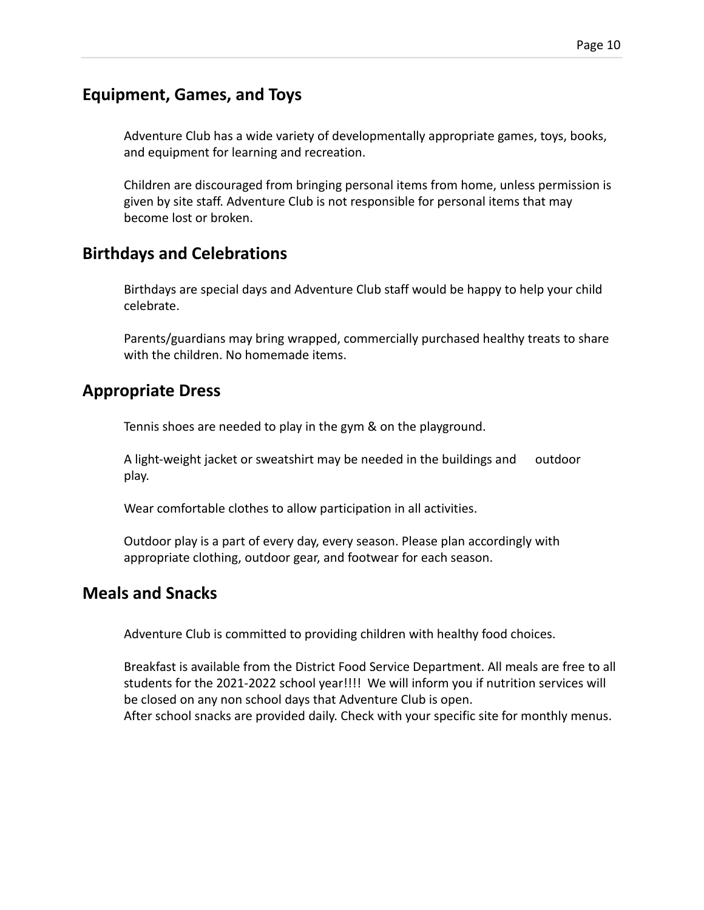## Equipment, Games, and Toys

Adventure Club has a wide variety of developmentally appropriate games, toys, books, and equipment for learning and recreation.

Children are discouraged from bringing personal items from home, unless permission is given by site staff. Adventure Club is not responsible for personal items that may become lost or broken.

## Birthdays and Celebrations

Birthdays are special days and Adventure Club staff would be happy to help your child celebrate.

Parents/guardians may bring wrapped, commercially purchased healthy treats to share with the children. No homemade items.

## Appropriate Dress

Tennis shoes are needed to play in the gym & on the playground.

A light-weight jacket or sweatshirt may be needed in the buildings and outdoor play.

Wear comfortable clothes to allow participation in all activities.

Outdoor play is a part of every day, every season. Please plan accordingly with appropriate clothing, outdoor gear, and footwear for each season.

## Meals and Snacks

Adventure Club is committed to providing children with healthy food choices.

Breakfast is available from the District Food Service Department. All meals are free to all students for the 2021-2022 school year!!!! We will inform you if nutrition services will be closed on any non school days that Adventure Club is open.
After school snacks are provided daily. Check with your specific site for monthly menus.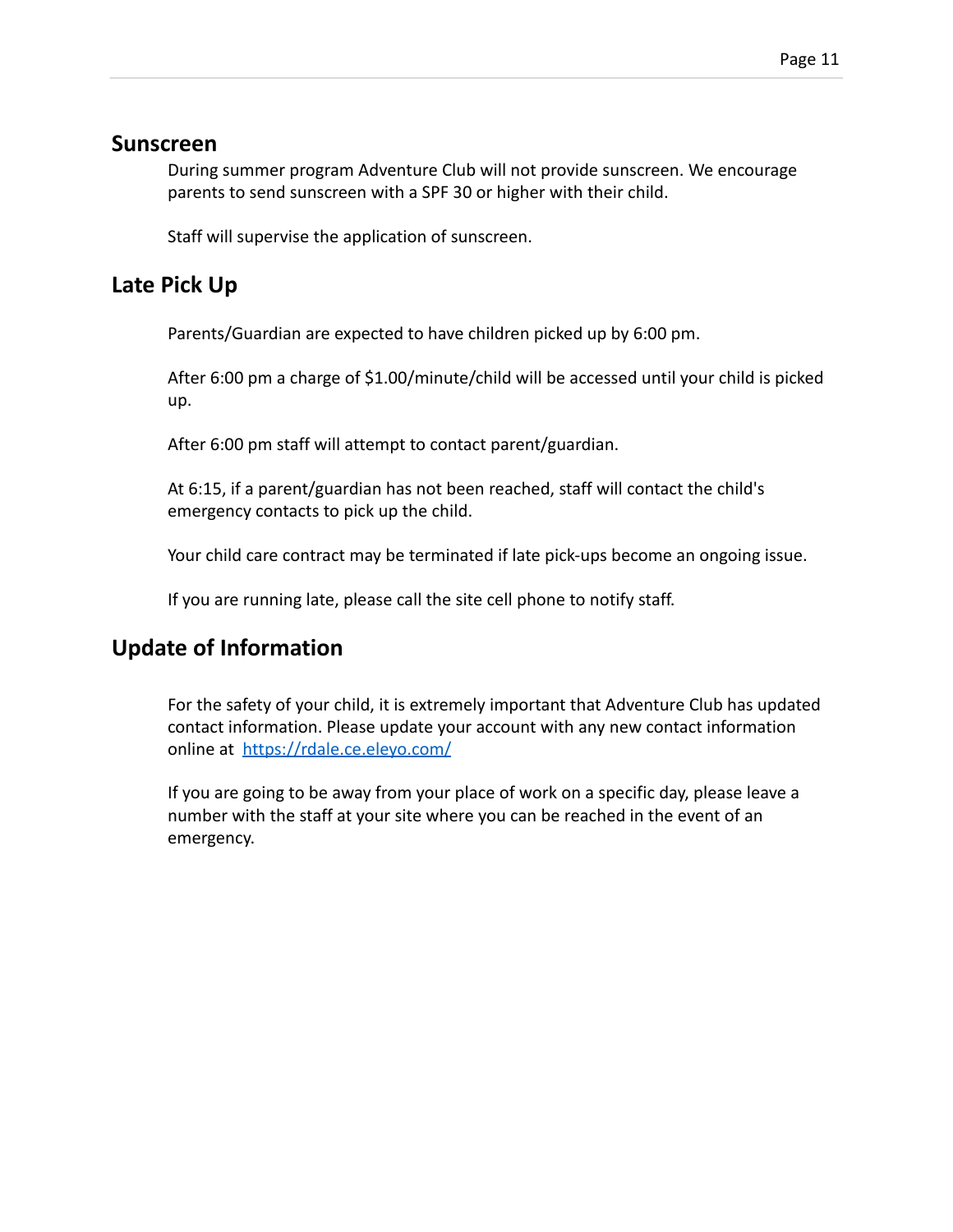## Sunscreen

During summer program Adventure Club will not provide sunscreen. We encourage parents to send sunscreen with a SPF 30 or higher with their child.

Staff will supervise the application of sunscreen.

## Late Pick Up

Parents/Guardian are expected to have children picked up by 6:00 pm.

After 6:00 pm a charge of $1.00/minute/child will be accessed until your child is picked up.

After 6:00 pm staff will attempt to contact parent/guardian.

At 6:15, if a parent/guardian has not been reached, staff will contact the child's emergency contacts to pick up the child.

Your child care contract may be terminated if late pick-ups become an ongoing issue.

If you are running late, please call the site cell phone to notify staff.

## Update of Information

For the safety of your child, it is extremely important that Adventure Club has updated contact information. Please update your account with any new contact information online at [https://rdale.ce.eleyo.com/](https://rdale.ce.eleyo.com/)

If you are going to be away from your place of work on a specific day, please leave a number with the staff at your site where you can be reached in the event of an emergency.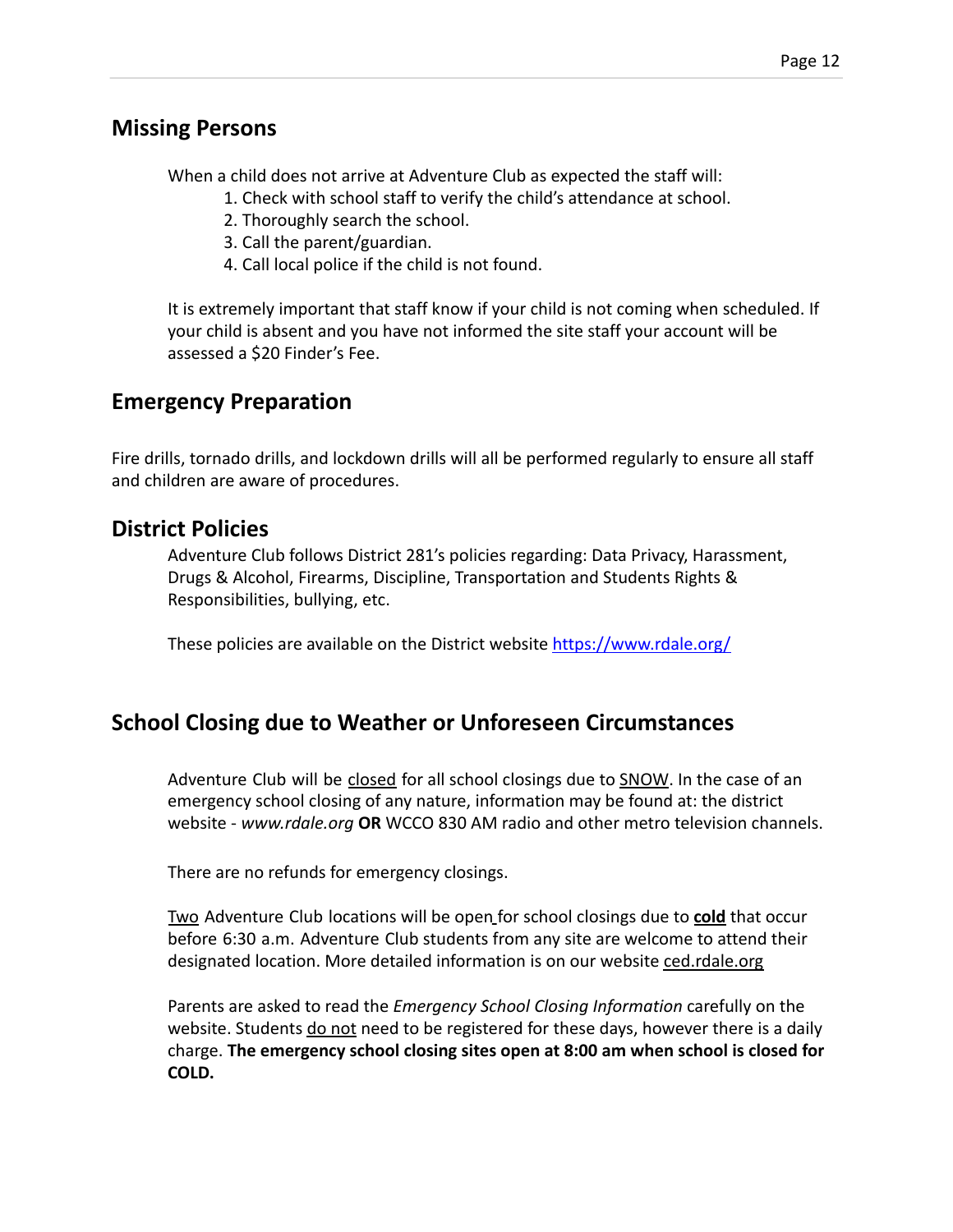## Missing Persons

When a child does not arrive at Adventure Club as expected the staff will:

1. Check with school staff to verify the child's attendance at school.
2. Thoroughly search the school.
3. Call the parent/guardian.
4. Call local police if the child is not found.

It is extremely important that staff know if your child is not coming when scheduled. If your child is absent and you have not informed the site staff your account will be assessed a $20 Finder's Fee.

## Emergency Preparation

Fire drills, tornado drills, and lockdown drills will all be performed regularly to ensure all staff and children are aware of procedures.

## District Policies

Adventure Club follows District 281's policies regarding: Data Privacy, Harassment, Drugs & Alcohol, Firearms, Discipline, Transportation and Students Rights & Responsibilities, bullying, etc.

These policies are available on the District website [https://www.rdale.org/](https://www.rdale.org/)

## School Closing due to Weather or Unforeseen Circumstances

Adventure Club will be closed for all school closings due to SNOW. In the case of an emergency school closing of any nature, information may be found at: the district website - *www.rdale.org* **OR** WCCO 830 AM radio and other metro television channels.

There are no refunds for emergency closings.

Two Adventure Club locations will be open for school closings due to **cold** that occur before 6:30 a.m. Adventure Club students from any site are welcome to attend their designated location. More detailed information is on our website ced.rdale.org

Parents are asked to read the *Emergency School Closing Information* carefully on the website. Students do not need to be registered for these days, however there is a daily charge. **The emergency school closing sites open at 8:00 am when school is closed for COLD.**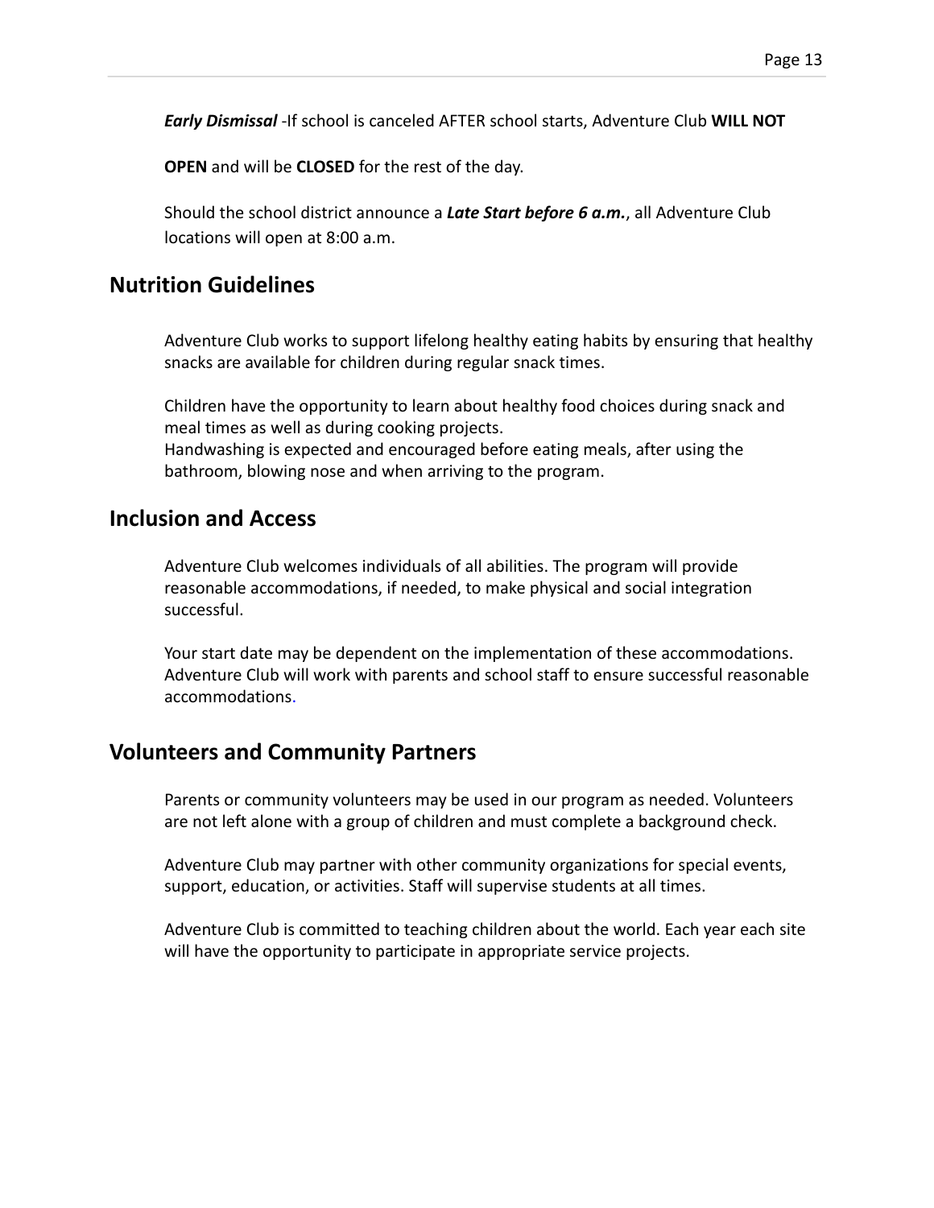***Early Dismissal*** -If school is canceled AFTER school starts, Adventure Club **WILL NOT OPEN** and will be **CLOSED** for the rest of the day.

Should the school district announce a ***Late Start before 6 a.m.***, all Adventure Club locations will open at 8:00 a.m.

## Nutrition Guidelines

Adventure Club works to support lifelong healthy eating habits by ensuring that healthy snacks are available for children during regular snack times.

Children have the opportunity to learn about healthy food choices during snack and meal times as well as during cooking projects.
Handwashing is expected and encouraged before eating meals, after using the bathroom, blowing nose and when arriving to the program.

## Inclusion and Access

Adventure Club welcomes individuals of all abilities. The program will provide reasonable accommodations, if needed, to make physical and social integration successful.

Your start date may be dependent on the implementation of these accommodations. Adventure Club will work with parents and school staff to ensure successful reasonable accommodations.

## Volunteers and Community Partners

Parents or community volunteers may be used in our program as needed. Volunteers are not left alone with a group of children and must complete a background check.

Adventure Club may partner with other community organizations for special events, support, education, or activities. Staff will supervise students at all times.

Adventure Club is committed to teaching children about the world. Each year each site will have the opportunity to participate in appropriate service projects.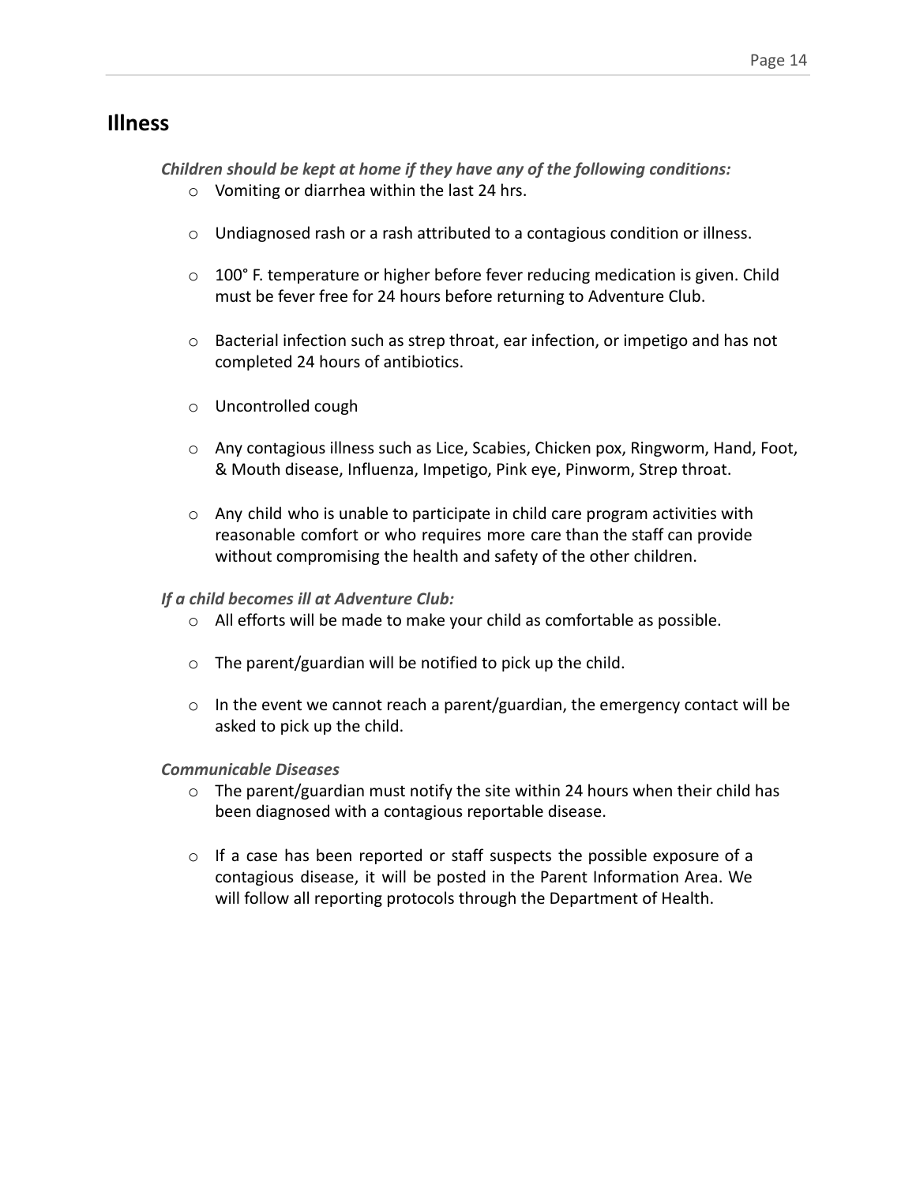## Illness

***Children should be kept at home if they have any of the following conditions:***

- Vomiting or diarrhea within the last 24 hrs.
- Undiagnosed rash or a rash attributed to a contagious condition or illness.
- 100° F. temperature or higher before fever reducing medication is given. Child must be fever free for 24 hours before returning to Adventure Club.
- Bacterial infection such as strep throat, ear infection, or impetigo and has not completed 24 hours of antibiotics.
- Uncontrolled cough
- Any contagious illness such as Lice, Scabies, Chicken pox, Ringworm, Hand, Foot, & Mouth disease, Influenza, Impetigo, Pink eye, Pinworm, Strep throat.
- Any child who is unable to participate in child care program activities with reasonable comfort or who requires more care than the staff can provide without compromising the health and safety of the other children.

***If a child becomes ill at Adventure Club:***

- All efforts will be made to make your child as comfortable as possible.
- The parent/guardian will be notified to pick up the child.
- In the event we cannot reach a parent/guardian, the emergency contact will be asked to pick up the child.

***Communicable Diseases***

- The parent/guardian must notify the site within 24 hours when their child has been diagnosed with a contagious reportable disease.
- If a case has been reported or staff suspects the possible exposure of a contagious disease, it will be posted in the Parent Information Area. We will follow all reporting protocols through the Department of Health.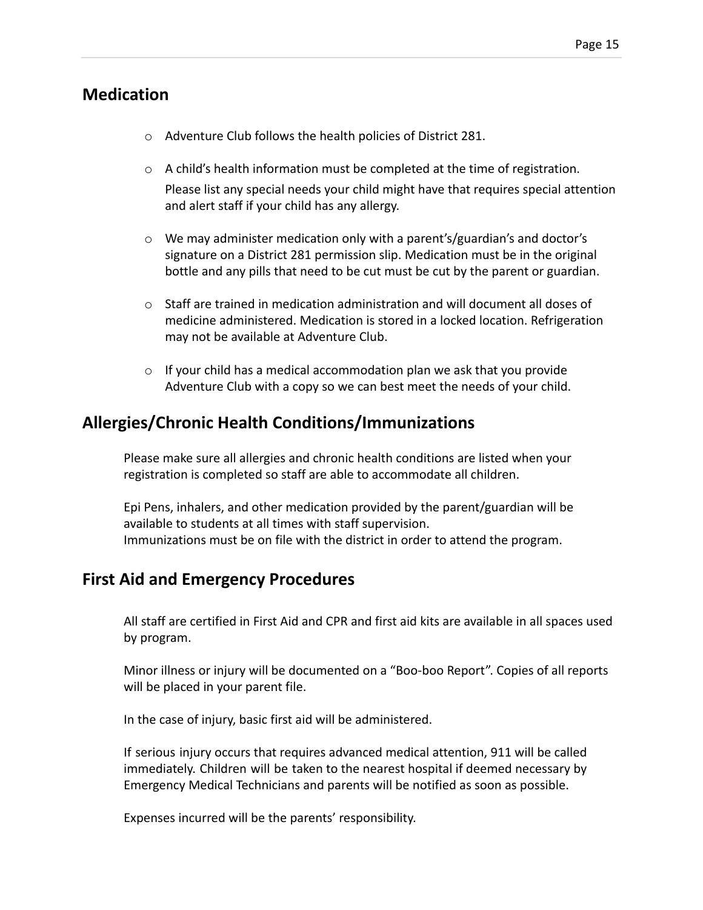## Medication

- Adventure Club follows the health policies of District 281.
- A child's health information must be completed at the time of registration. Please list any special needs your child might have that requires special attention and alert staff if your child has any allergy.
- We may administer medication only with a parent's/guardian's and doctor's signature on a District 281 permission slip. Medication must be in the original bottle and any pills that need to be cut must be cut by the parent or guardian.
- Staff are trained in medication administration and will document all doses of medicine administered. Medication is stored in a locked location. Refrigeration may not be available at Adventure Club.
- If your child has a medical accommodation plan we ask that you provide Adventure Club with a copy so we can best meet the needs of your child.

## Allergies/Chronic Health Conditions/Immunizations

Please make sure all allergies and chronic health conditions are listed when your registration is completed so staff are able to accommodate all children.

Epi Pens, inhalers, and other medication provided by the parent/guardian will be available to students at all times with staff supervision.
Immunizations must be on file with the district in order to attend the program.

## First Aid and Emergency Procedures

All staff are certified in First Aid and CPR and first aid kits are available in all spaces used by program.

Minor illness or injury will be documented on a "Boo-boo Report". Copies of all reports will be placed in your parent file.

In the case of injury, basic first aid will be administered.

If serious injury occurs that requires advanced medical attention, 911 will be called immediately. Children will be taken to the nearest hospital if deemed necessary by Emergency Medical Technicians and parents will be notified as soon as possible.

Expenses incurred will be the parents' responsibility.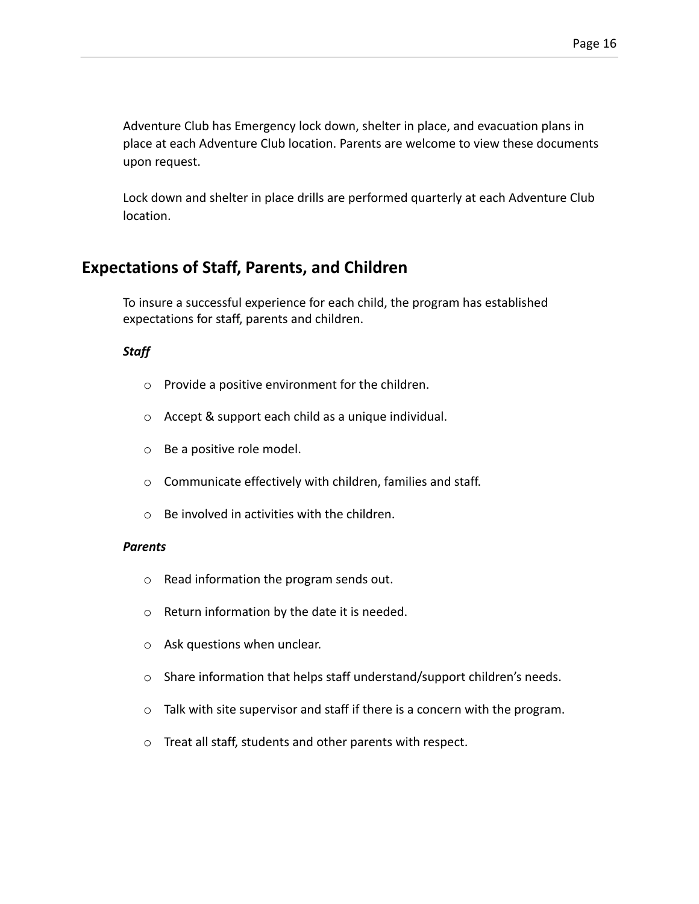Adventure Club has Emergency lock down, shelter in place, and evacuation plans in place at each Adventure Club location. Parents are welcome to view these documents upon request.

Lock down and shelter in place drills are performed quarterly at each Adventure Club location.

## Expectations of Staff, Parents, and Children

To insure a successful experience for each child, the program has established expectations for staff, parents and children.

***Staff***

- Provide a positive environment for the children.
- Accept & support each child as a unique individual.
- Be a positive role model.
- Communicate effectively with children, families and staff.
- Be involved in activities with the children.

***Parents***

- Read information the program sends out.
- Return information by the date it is needed.
- Ask questions when unclear.
- Share information that helps staff understand/support children's needs.
- Talk with site supervisor and staff if there is a concern with the program.
- Treat all staff, students and other parents with respect.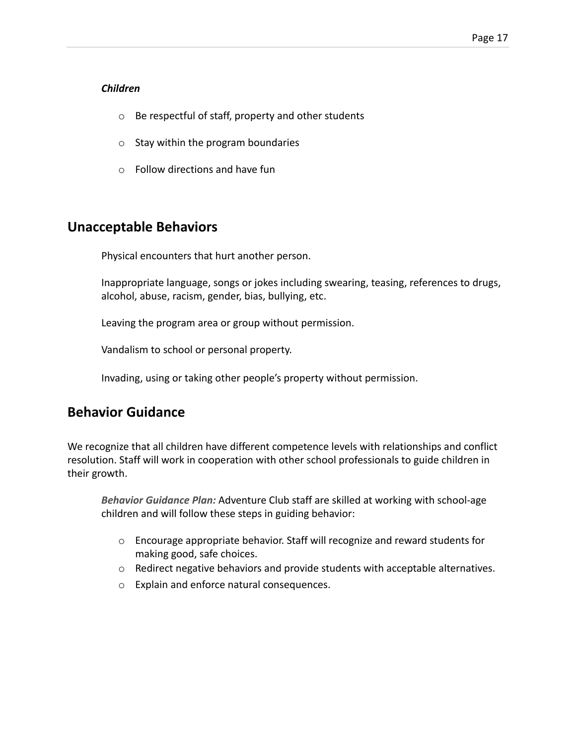***Children***

- Be respectful of staff, property and other students
- Stay within the program boundaries
- Follow directions and have fun

## Unacceptable Behaviors

Physical encounters that hurt another person.

Inappropriate language, songs or jokes including swearing, teasing, references to drugs, alcohol, abuse, racism, gender, bias, bullying, etc.

Leaving the program area or group without permission.

Vandalism to school or personal property.

Invading, using or taking other people's property without permission.

## Behavior Guidance

We recognize that all children have different competence levels with relationships and conflict resolution. Staff will work in cooperation with other school professionals to guide children in their growth.

***Behavior Guidance Plan:*** Adventure Club staff are skilled at working with school-age children and will follow these steps in guiding behavior:

- Encourage appropriate behavior. Staff will recognize and reward students for making good, safe choices.
- Redirect negative behaviors and provide students with acceptable alternatives.
- Explain and enforce natural consequences.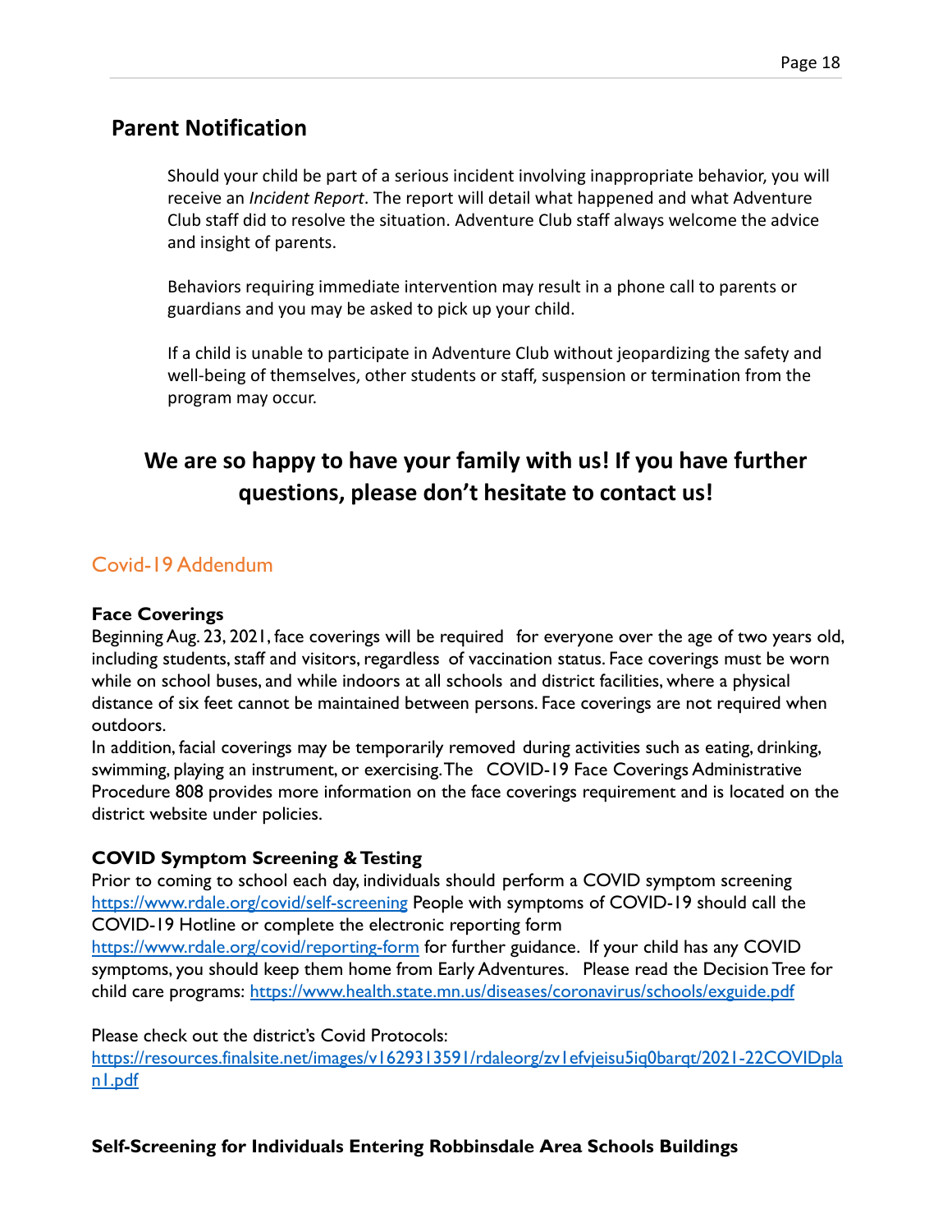## Parent Notification

Should your child be part of a serious incident involving inappropriate behavior, you will receive an *Incident Report*. The report will detail what happened and what Adventure Club staff did to resolve the situation. Adventure Club staff always welcome the advice and insight of parents.

Behaviors requiring immediate intervention may result in a phone call to parents or guardians and you may be asked to pick up your child.

If a child is unable to participate in Adventure Club without jeopardizing the safety and well-being of themselves, other students or staff, suspension or termination from the program may occur.

**We are so happy to have your family with us! If you have further questions, please don't hesitate to contact us!**

## Covid-19 Addendum

**Face Coverings**

Beginning Aug. 23, 2021, face coverings will be required for everyone over the age of two years old, including students, staff and visitors, regardless of vaccination status. Face coverings must be worn while on school buses, and while indoors at all schools and district facilities, where a physical distance of six feet cannot be maintained between persons. Face coverings are not required when outdoors.

In addition, facial coverings may be temporarily removed during activities such as eating, drinking, swimming, playing an instrument, or exercising. The COVID-19 Face Coverings Administrative Procedure 808 provides more information on the face coverings requirement and is located on the district website under policies.

**COVID Symptom Screening & Testing**

Prior to coming to school each day, individuals should perform a COVID symptom screening https://www.rdale.org/covid/self-screening People with symptoms of COVID-19 should call the COVID-19 Hotline or complete the electronic reporting form https://www.rdale.org/covid/reporting-form for further guidance. If your child has any COVID symptoms, you should keep them home from Early Adventures. Please read the Decision Tree for child care programs: https://www.health.state.mn.us/diseases/coronavirus/schools/exguide.pdf

Please check out the district's Covid Protocols:
https://resources.finalsite.net/images/v1629313591/rdaleorg/zv1efvjeisu5iq0barqt/2021-22COVIDplan1.pdf

**Self-Screening for Individuals Entering Robbinsdale Area Schools Buildings**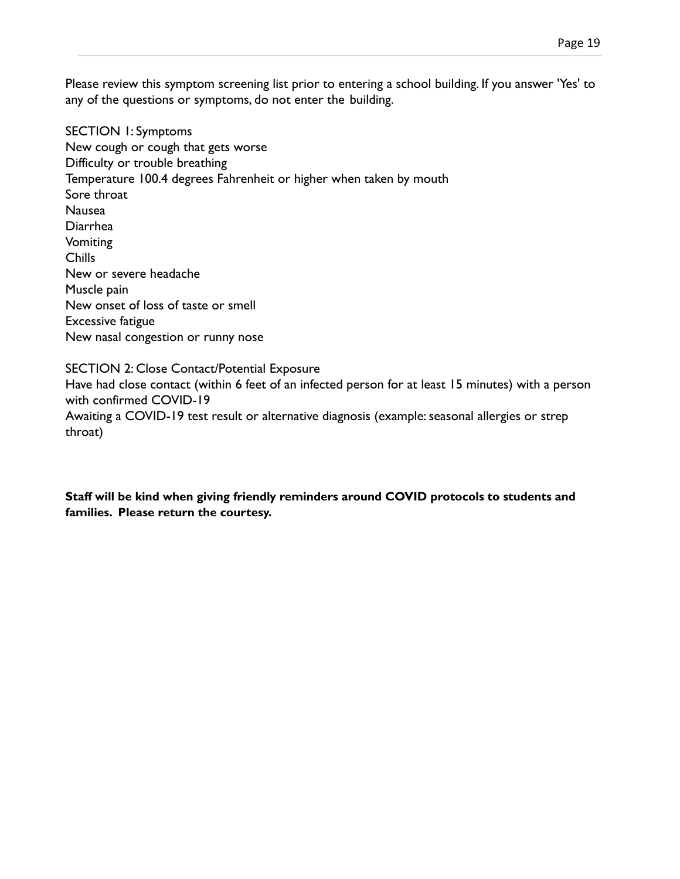Please review this symptom screening list prior to entering a school building. If you answer 'Yes' to any of the questions or symptoms, do not enter the building.

SECTION 1: Symptoms

New cough or cough that gets worse
Difficulty or trouble breathing
Temperature 100.4 degrees Fahrenheit or higher when taken by mouth
Sore throat
Nausea
Diarrhea
Vomiting
Chills
New or severe headache
Muscle pain
New onset of loss of taste or smell
Excessive fatigue
New nasal congestion or runny nose

SECTION 2: Close Contact/Potential Exposure

Have had close contact (within 6 feet of an infected person for at least 15 minutes) with a person with confirmed COVID-19
Awaiting a COVID-19 test result or alternative diagnosis (example: seasonal allergies or strep throat)

**Staff will be kind when giving friendly reminders around COVID protocols to students and families. Please return the courtesy.**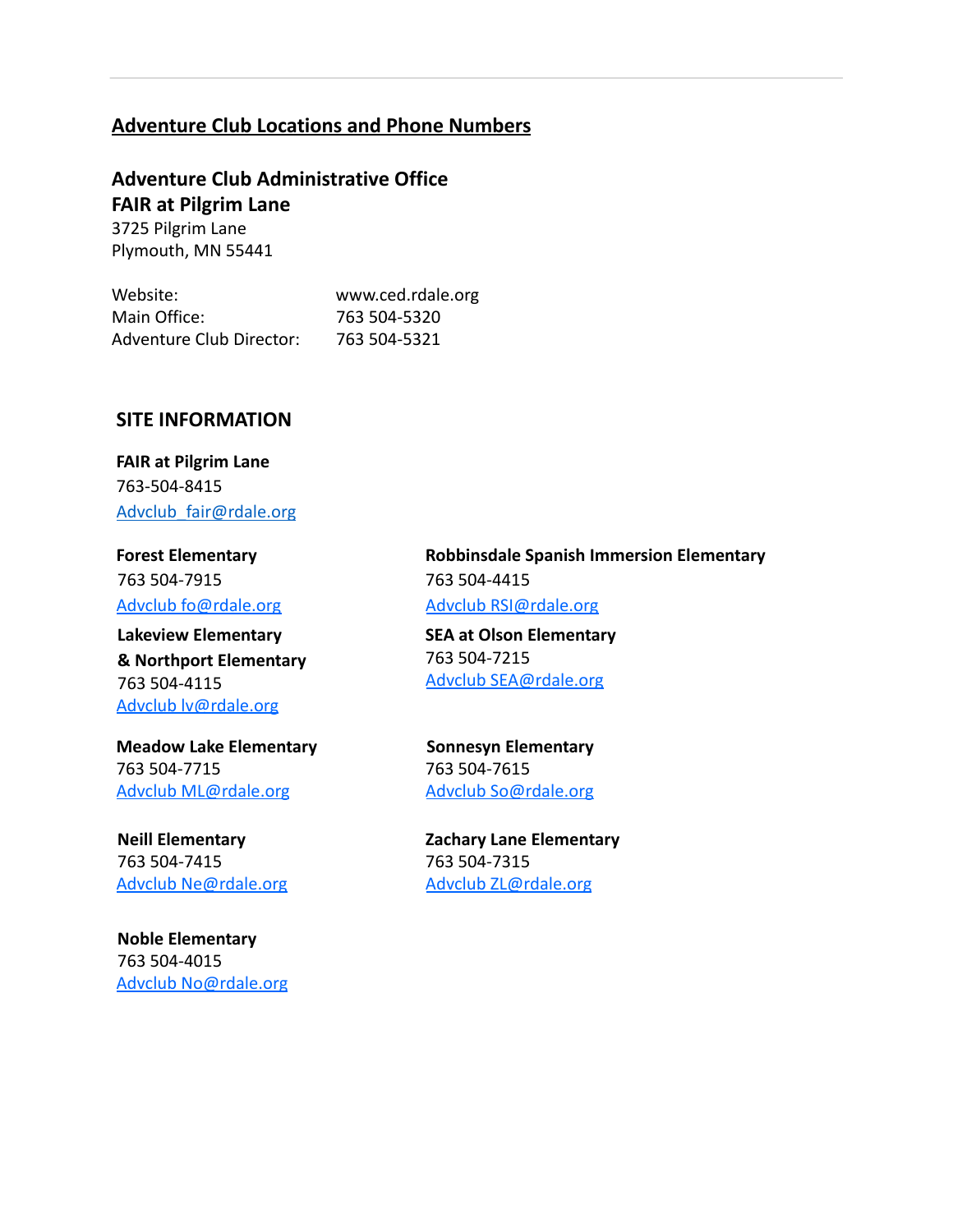## Adventure Club Locations and Phone Numbers

### Adventure Club Administrative Office
### FAIR at Pilgrim Lane

3725 Pilgrim Lane
Plymouth, MN 55441

| | |
|---|---|
| Website: | www.ced.rdale.org |
| Main Office: | 763 504-5320 |
| Adventure Club Director: | 763 504-5321 |

## SITE INFORMATION

**FAIR at Pilgrim Lane**
763-504-8415
Advclub_fair@rdale.org

**Forest Elementary**
763 504-7915
Advclub fo@rdale.org

**Lakeview Elementary**
**& Northport Elementary**
763 504-4115
Advclub lv@rdale.org

**Meadow Lake Elementary**
763 504-7715
Advclub ML@rdale.org

**Neill Elementary**
763 504-7415
Advclub Ne@rdale.org

**Noble Elementary**
763 504-4015
Advclub No@rdale.org

**Robbinsdale Spanish Immersion Elementary**
763 504-4415
Advclub RSI@rdale.org

**SEA at Olson Elementary**
763 504-7215
Advclub SEA@rdale.org

**Sonnesyn Elementary**
763 504-7615
Advclub So@rdale.org

**Zachary Lane Elementary**
763 504-7315
Advclub ZL@rdale.org